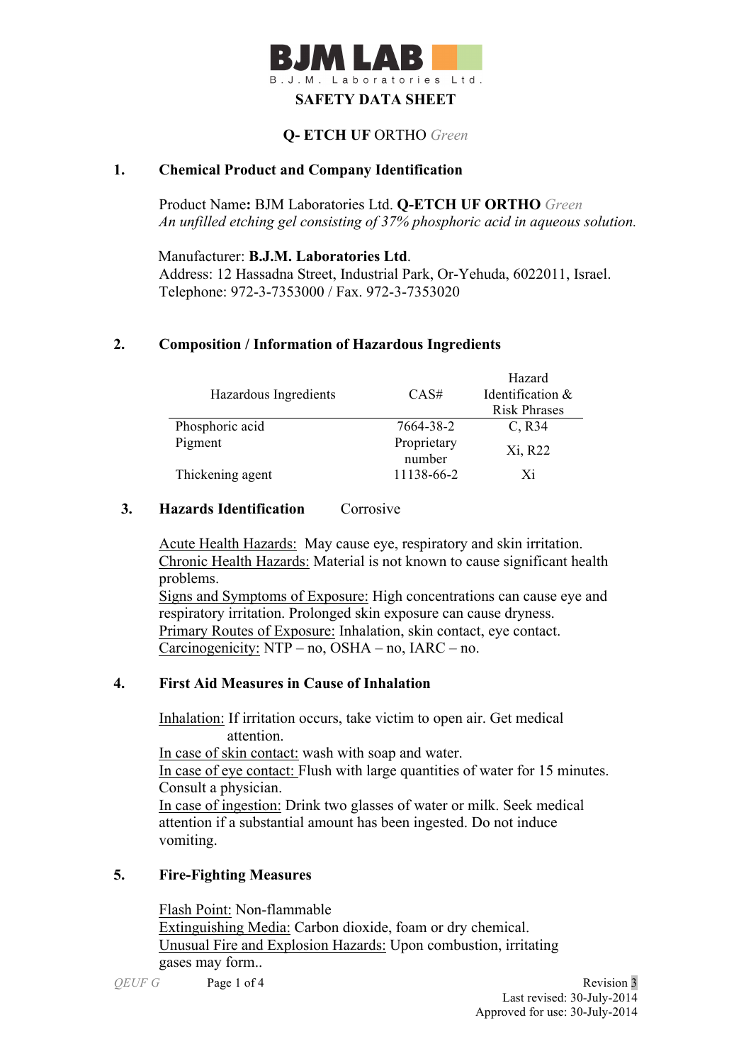**BJM LAB**
B.J.M. Laboratories Ltd.

# SAFETY DATA SHEET

## Q- ETCH UF ORTHO *Green*

## 1. Chemical Product and Company Identification

Product Name**:** BJM Laboratories Ltd. **Q-ETCH UF ORTHO** *Green*
*An unfilled etching gel consisting of 37% phosphoric acid in aqueous solution.*

Manufacturer: **B.J.M. Laboratories Ltd**.
Address: 12 Hassadna Street, Industrial Park, Or-Yehuda, 6022011, Israel.
Telephone: 972-3-7353000 / Fax. 972-3-7353020

## 2. Composition / Information of Hazardous Ingredients

| Hazardous Ingredients | CAS# | Hazard Identification & Risk Phrases |
|---|---|---|
| Phosphoric acid | 7664-38-2 | C, R34 |
| Pigment | Proprietary number | Xi, R22 |
| Thickening agent | 11138-66-2 | Xi |

## 3. Hazards Identification Corrosive

Acute Health Hazards: May cause eye, respiratory and skin irritation.
Chronic Health Hazards: Material is not known to cause significant health problems.
Signs and Symptoms of Exposure: High concentrations can cause eye and respiratory irritation. Prolonged skin exposure can cause dryness.
Primary Routes of Exposure: Inhalation, skin contact, eye contact.
Carcinogenicity: NTP – no, OSHA – no, IARC – no.

## 4. First Aid Measures in Cause of Inhalation

Inhalation: If irritation occurs, take victim to open air. Get medical attention.
In case of skin contact: wash with soap and water.
In case of eye contact: Flush with large quantities of water for 15 minutes. Consult a physician.
In case of ingestion: Drink two glasses of water or milk. Seek medical attention if a substantial amount has been ingested. Do not induce vomiting.

## 5. Fire-Fighting Measures

Flash Point: Non-flammable
Extinguishing Media: Carbon dioxide, foam or dry chemical.
Unusual Fire and Explosion Hazards: Upon combustion, irritating gases may form..

*QEUF G*

Revision 3
Last revised: 30-July-2014
Approved for use: 30-July-2014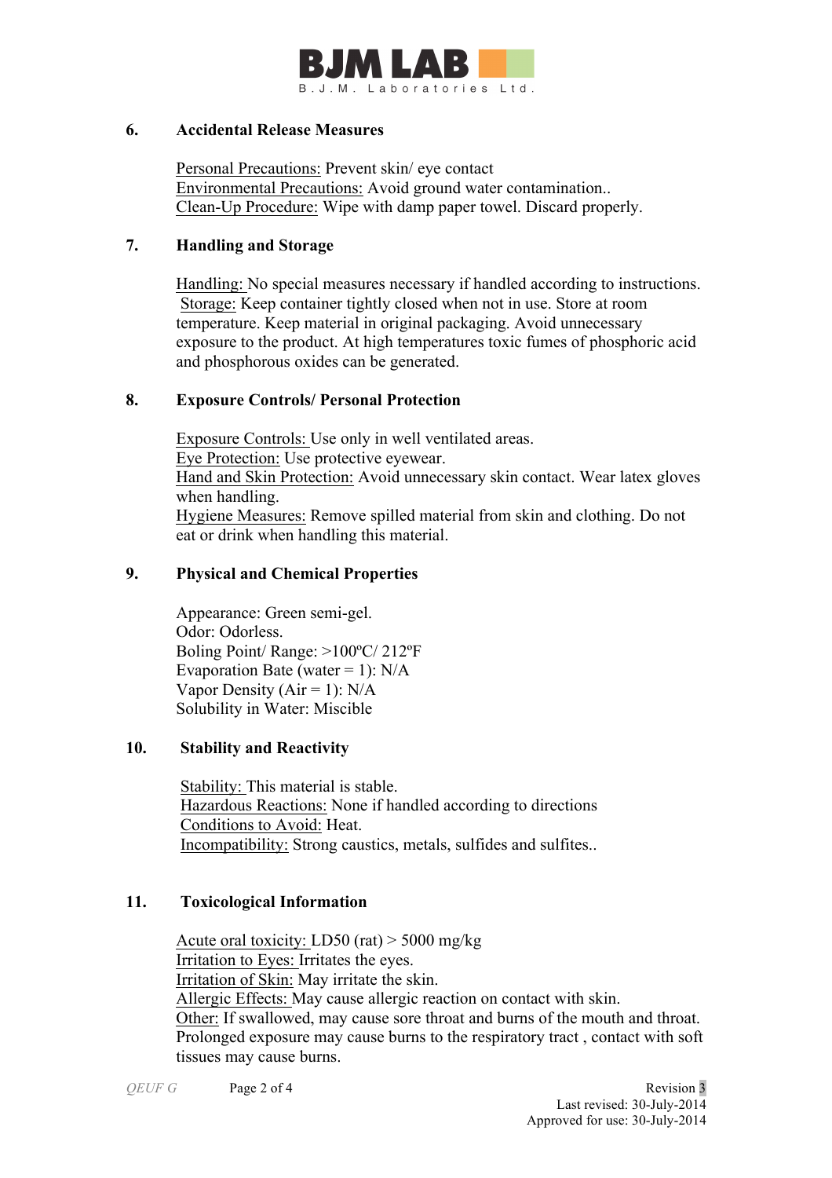## 6. Accidental Release Measures

Personal Precautions: Prevent skin/ eye contact
Environmental Precautions: Avoid ground water contamination..
Clean-Up Procedure: Wipe with damp paper towel. Discard properly.

## 7. Handling and Storage

Handling: No special measures necessary if handled according to instructions.
Storage: Keep container tightly closed when not in use. Store at room temperature. Keep material in original packaging. Avoid unnecessary exposure to the product. At high temperatures toxic fumes of phosphoric acid and phosphorous oxides can be generated.

## 8. Exposure Controls/ Personal Protection

Exposure Controls: Use only in well ventilated areas.
Eye Protection: Use protective eyewear.
Hand and Skin Protection: Avoid unnecessary skin contact. Wear latex gloves when handling.
Hygiene Measures: Remove spilled material from skin and clothing. Do not eat or drink when handling this material.

## 9. Physical and Chemical Properties

Appearance: Green semi-gel.
Odor: Odorless.
Boling Point/ Range: >100ºC/ 212ºF
Evaporation Bate (water = 1): N/A
Vapor Density (Air = 1): N/A
Solubility in Water: Miscible

## 10. Stability and Reactivity

Stability: This material is stable.
Hazardous Reactions: None if handled according to directions
Conditions to Avoid: Heat.
Incompatibility: Strong caustics, metals, sulfides and sulfites..

## 11. Toxicological Information

Acute oral toxicity: LD50 (rat) > 5000 mg/kg
Irritation to Eyes: Irritates the eyes.
Irritation of Skin: May irritate the skin.
Allergic Effects: May cause allergic reaction on contact with skin.
Other: If swallowed, may cause sore throat and burns of the mouth and throat. Prolonged exposure may cause burns to the respiratory tract , contact with soft tissues may cause burns.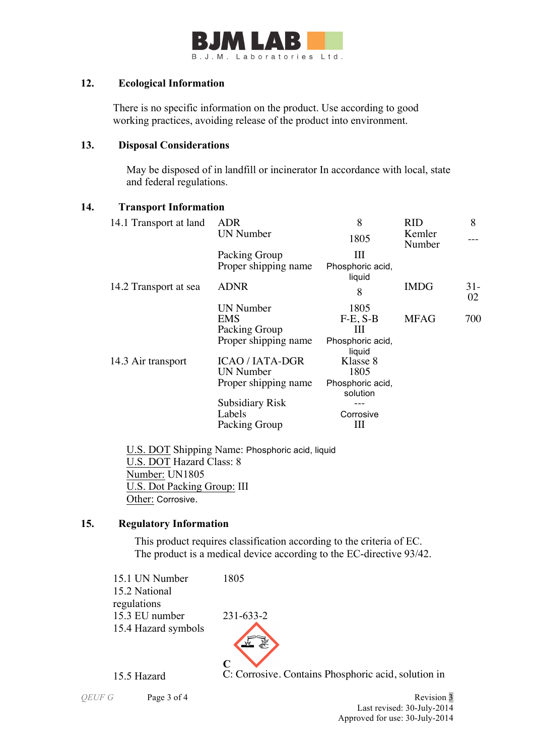## 12. Ecological Information

There is no specific information on the product. Use according to good working practices, avoiding release of the product into environment.

## 13. Disposal Considerations

May be disposed of in landfill or incinerator In accordance with local, state and federal regulations.

## 14. Transport Information

| | | | | |
|---|---|---|---|---|
| 14.1 Transport at land | ADR | 8 | RID | 8 |
| | UN Number | 1805 | Kemler Number | --- |
| | Packing Group | III | | |
| | Proper shipping name | Phosphoric acid, liquid | | |
| 14.2 Transport at sea | ADNR | 8 | IMDG | 31-02 |
| | UN Number | 1805 | | |
| | EMS | F-E, S-B | MFAG | 700 |
| | Packing Group | III | | |
| | Proper shipping name | Phosphoric acid, liquid | | |
| 14.3 Air transport | ICAO / IATA-DGR | Klasse 8 | | |
| | UN Number | 1805 | | |
| | Proper shipping name | Phosphoric acid, solution | | |
| | Subsidiary Risk | --- | | |
| | Labels | Corrosive | | |
| | Packing Group | III | | |

U.S. DOT Shipping Name: Phosphoric acid, liquid
U.S. DOT Hazard Class: 8
Number: UN1805
U.S. Dot Packing Group: III
Other: Corrosive.

## 15. Regulatory Information

This product requires classification according to the criteria of EC.
The product is a medical device according to the EC-directive 93/42.

| | |
|---|---|
| 15.1 UN Number | 1805 |
| 15.2 National regulations | |
| 15.3 EU number | 231-633-2 |
| 15.4 Hazard symbols | C |
| 15.5 Hazard | C: Corrosive. Contains Phosphoric acid, solution in |

Revision 3
Last revised: 30-July-2014
Approved for use: 30-July-2014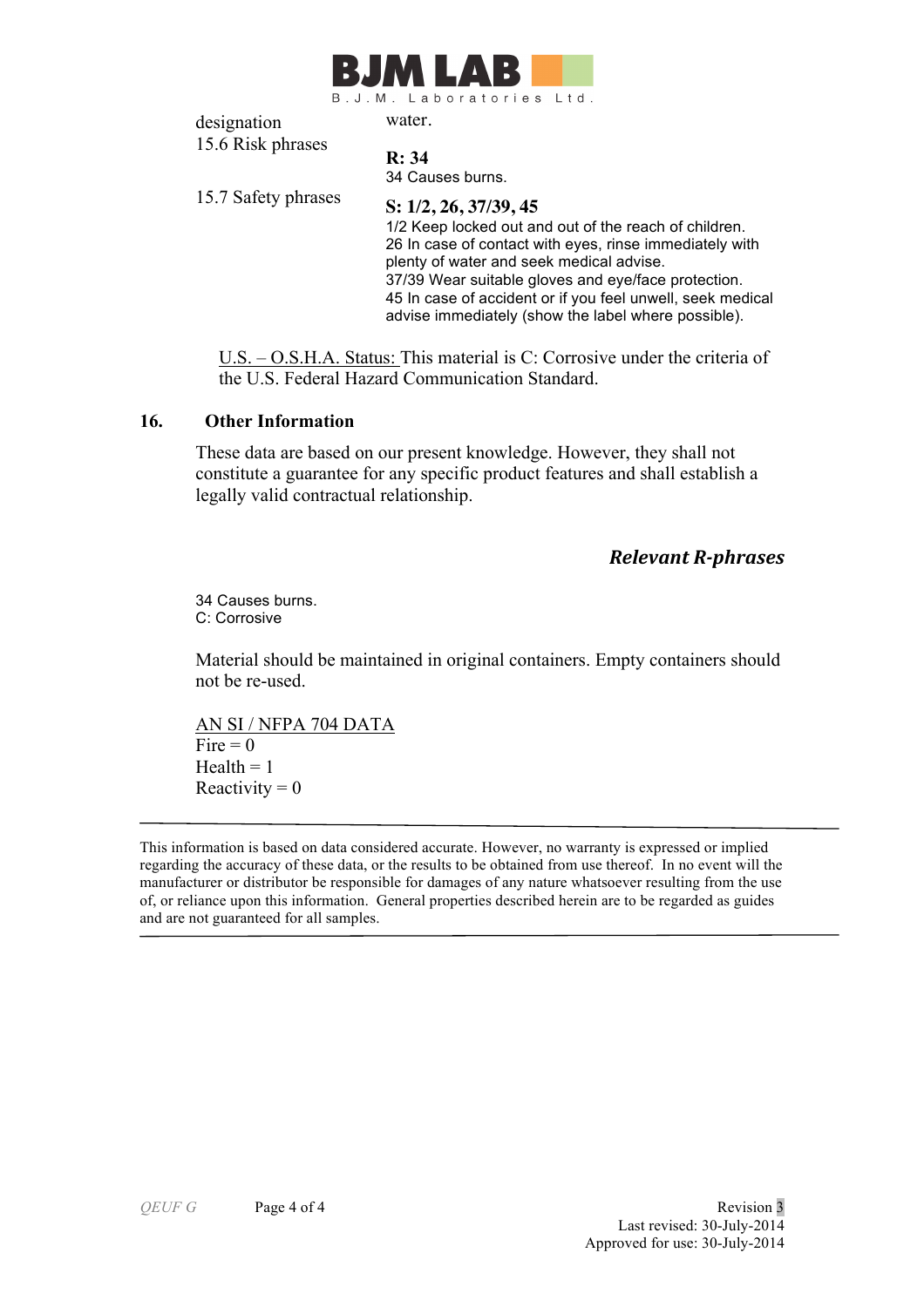| | |
|---|---|
| designation | water. |
| 15.6 Risk phrases | **R: 34**<br>34 Causes burns. |
| 15.7 Safety phrases | **S: 1/2, 26, 37/39, 45**<br>1/2 Keep locked out and out of the reach of children.<br>26 In case of contact with eyes, rinse immediately with plenty of water and seek medical advise.<br>37/39 Wear suitable gloves and eye/face protection.<br>45 In case of accident or if you feel unwell, seek medical advise immediately (show the label where possible). |

U.S. – O.S.H.A. Status: This material is C: Corrosive under the criteria of the U.S. Federal Hazard Communication Standard.

## 16. Other Information

These data are based on our present knowledge. However, they shall not constitute a guarantee for any specific product features and shall establish a legally valid contractual relationship.

### *Relevant R-phrases*

34 Causes burns.
C: Corrosive

Material should be maintained in original containers. Empty containers should not be re-used.

AN SI / NFPA 704 DATA
Fire = 0
Health = 1
Reactivity = 0

---

This information is based on data considered accurate. However, no warranty is expressed or implied regarding the accuracy of these data, or the results to be obtained from use thereof. In no event will the manufacturer or distributor be responsible for damages of any nature whatsoever resulting from the use of, or reliance upon this information. General properties described herein are to be regarded as guides and are not guaranteed for all samples.

---

QEUF G

Revision 3
Last revised: 30-July-2014
Approved for use: 30-July-2014